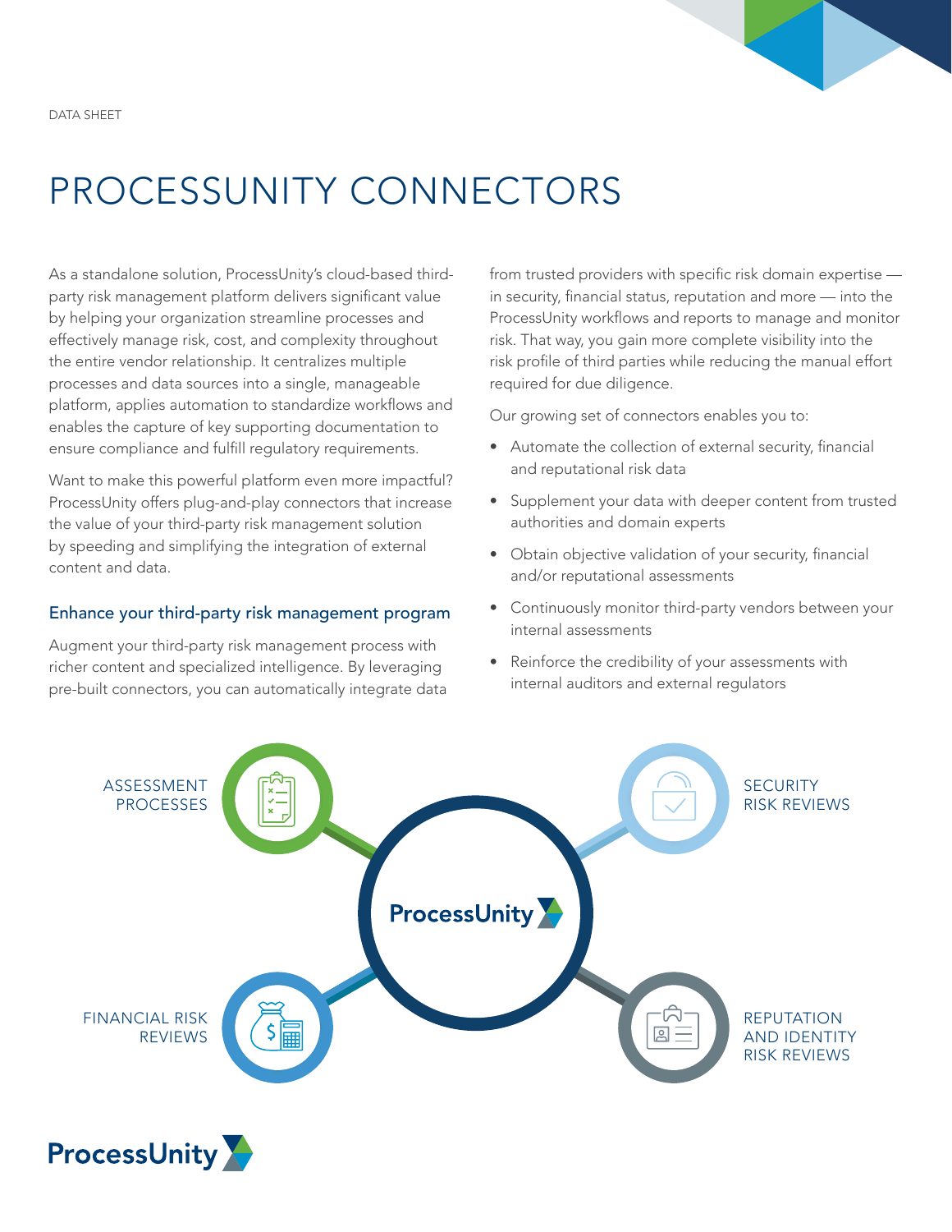DATA SHEET

# PROCESSUNITY CONNECTORS

As a standalone solution, ProcessUnity's cloud-based third-party risk management platform delivers significant value by helping your organization streamline processes and effectively manage risk, cost, and complexity throughout the entire vendor relationship. It centralizes multiple processes and data sources into a single, manageable platform, applies automation to standardize workflows and enables the capture of key supporting documentation to ensure compliance and fulfill regulatory requirements.

Want to make this powerful platform even more impactful? ProcessUnity offers plug-and-play connectors that increase the value of your third-party risk management solution by speeding and simplifying the integration of external content and data.

## Enhance your third-party risk management program

Augment your third-party risk management process with richer content and specialized intelligence. By leveraging pre-built connectors, you can automatically integrate data from trusted providers with specific risk domain expertise — in security, financial status, reputation and more — into the ProcessUnity workflows and reports to manage and monitor risk. That way, you gain more complete visibility into the risk profile of third parties while reducing the manual effort required for due diligence.

Our growing set of connectors enables you to:

- Automate the collection of external security, financial and reputational risk data
- Supplement your data with deeper content from trusted authorities and domain experts
- Obtain objective validation of your security, financial and/or reputational assessments
- Continuously monitor third-party vendors between your internal assessments
- Reinforce the credibility of your assessments with internal auditors and external regulators

ASSESSMENT PROCESSES

SECURITY RISK REVIEWS

ProcessUnity

FINANCIAL RISK REVIEWS

REPUTATION AND IDENTITY RISK REVIEWS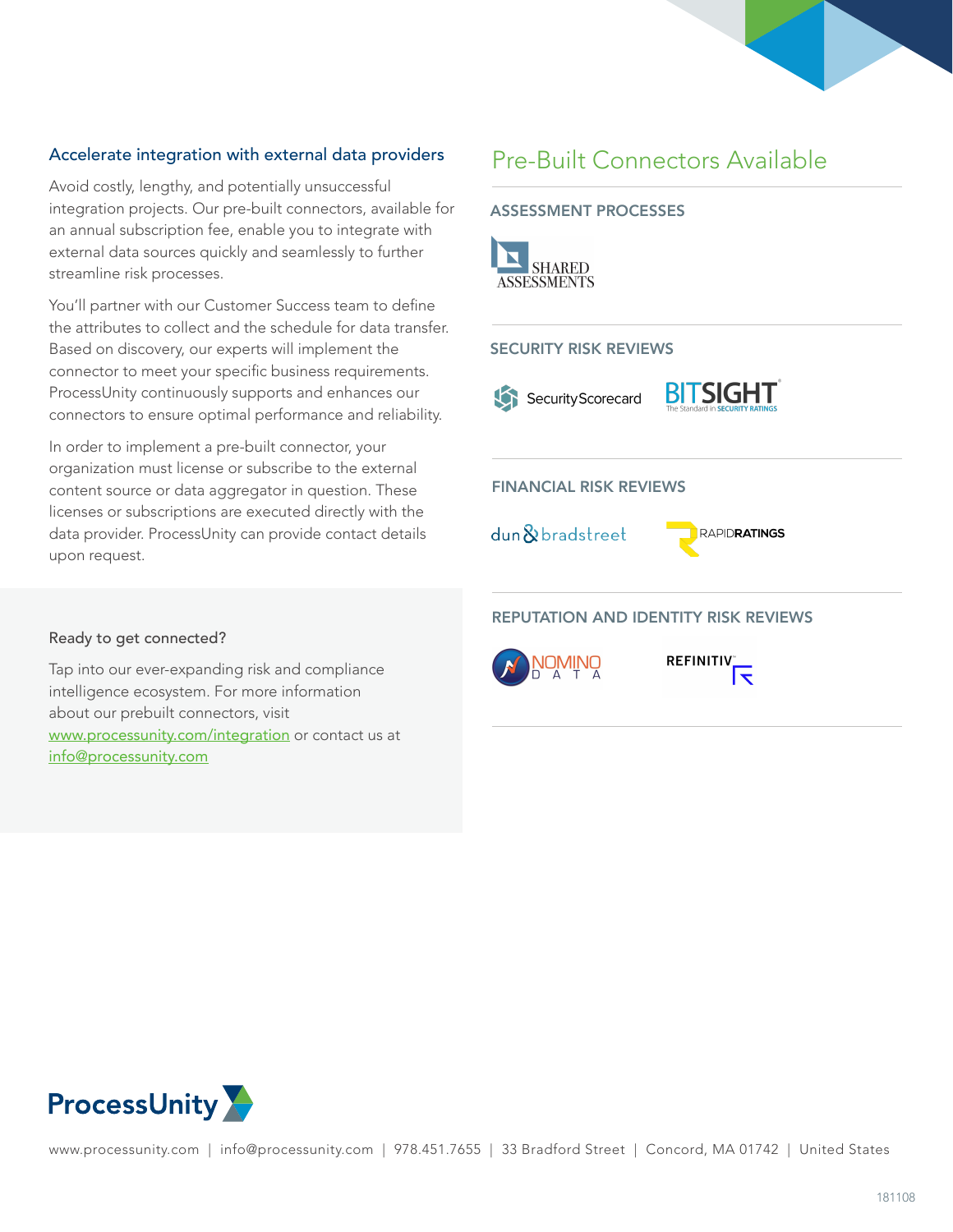## Accelerate integration with external data providers

Avoid costly, lengthy, and potentially unsuccessful integration projects. Our pre-built connectors, available for an annual subscription fee, enable you to integrate with external data sources quickly and seamlessly to further streamline risk processes.

You'll partner with our Customer Success team to define the attributes to collect and the schedule for data transfer. Based on discovery, our experts will implement the connector to meet your specific business requirements. ProcessUnity continuously supports and enhances our connectors to ensure optimal performance and reliability.

In order to implement a pre-built connector, your organization must license or subscribe to the external content source or data aggregator in question. These licenses or subscriptions are executed directly with the data provider. ProcessUnity can provide contact details upon request.

### Ready to get connected?

Tap into our ever-expanding risk and compliance intelligence ecosystem. For more information about our prebuilt connectors, visit www.processunity.com/integration or contact us at info@processunity.com

## Pre-Built Connectors Available

### ASSESSMENT PROCESSES

SHARED ASSESSMENTS

### SECURITY RISK REVIEWS

SecurityScorecard

BITSIGHT The Standard in SECURITY RATINGS

### FINANCIAL RISK REVIEWS

dun & bradstreet

RAPIDRATINGS

### REPUTATION AND IDENTITY RISK REVIEWS

NOMINO DATA

REFINITIV

ProcessUnity

www.processunity.com | info@processunity.com | 978.451.7655 | 33 Bradford Street | Concord, MA 01742 | United States

181108